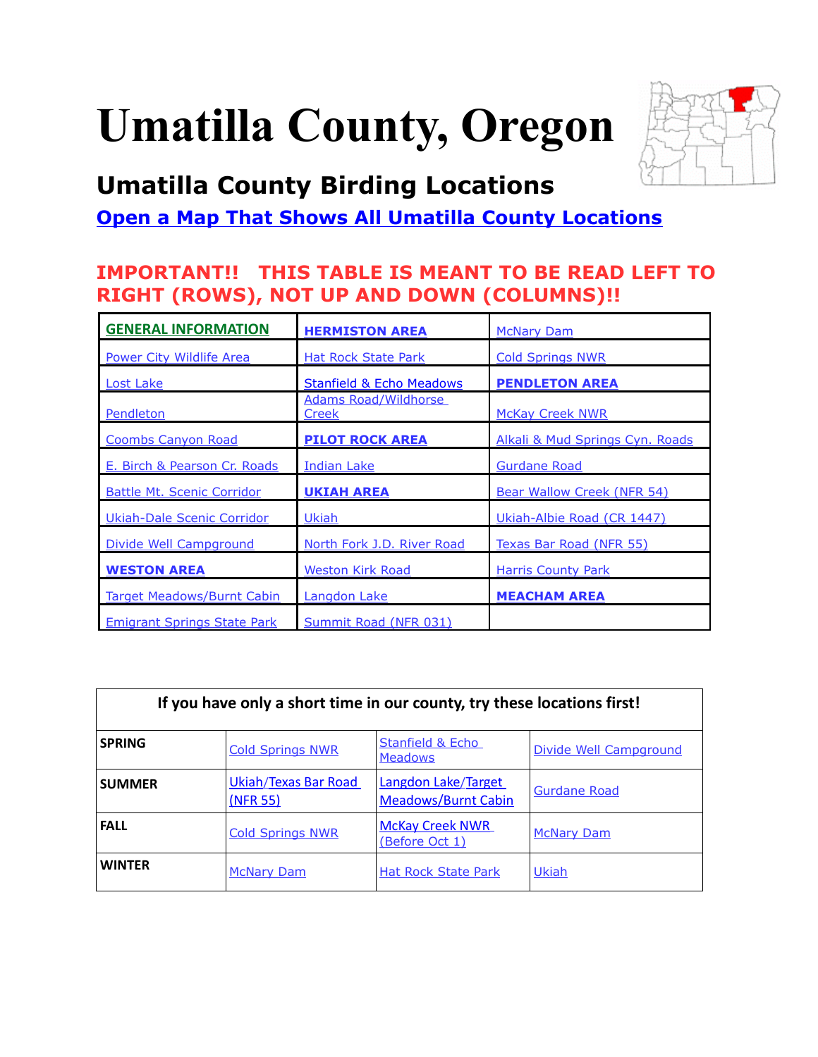# Umatilla County, Oregon

## Umatilla County Birding Locations

**Open a Map That Shows All Umatilla County Locations**

**IMPORTANT!! THIS TABLE IS MEANT TO BE READ LEFT TO RIGHT (ROWS), NOT UP AND DOWN (COLUMNS)!!**

| | | |
|---|---|---|
| **GENERAL INFORMATION** | **HERMISTON AREA** | McNary Dam |
| Power City Wildlife Area | Hat Rock State Park | Cold Springs NWR |
| Lost Lake | Stanfield & Echo Meadows | **PENDLETON AREA** |
| Pendleton | Adams Road/Wildhorse Creek | McKay Creek NWR |
| Coombs Canyon Road | **PILOT ROCK AREA** | Alkali & Mud Springs Cyn. Roads |
| E. Birch & Pearson Cr. Roads | Indian Lake | Gurdane Road |
| Battle Mt. Scenic Corridor | **UKIAH AREA** | Bear Wallow Creek (NFR 54) |
| Ukiah-Dale Scenic Corridor | Ukiah | Ukiah-Albie Road (CR 1447) |
| Divide Well Campground | North Fork J.D. River Road | Texas Bar Road (NFR 55) |
| **WESTON AREA** | Weston Kirk Road | Harris County Park |
| Target Meadows/Burnt Cabin | Langdon Lake | **MEACHAM AREA** |
| Emigrant Springs State Park | Summit Road (NFR 031) | |

| If you have only a short time in our county, try these locations first! | | | |
|---|---|---|---|
| **SPRING** | Cold Springs NWR | Stanfield & Echo Meadows | Divide Well Campground |
| **SUMMER** | Ukiah/Texas Bar Road (NFR 55) | Langdon Lake/Target Meadows/Burnt Cabin | Gurdane Road |
| **FALL** | Cold Springs NWR | McKay Creek NWR (Before Oct 1) | McNary Dam |
| **WINTER** | McNary Dam | Hat Rock State Park | Ukiah |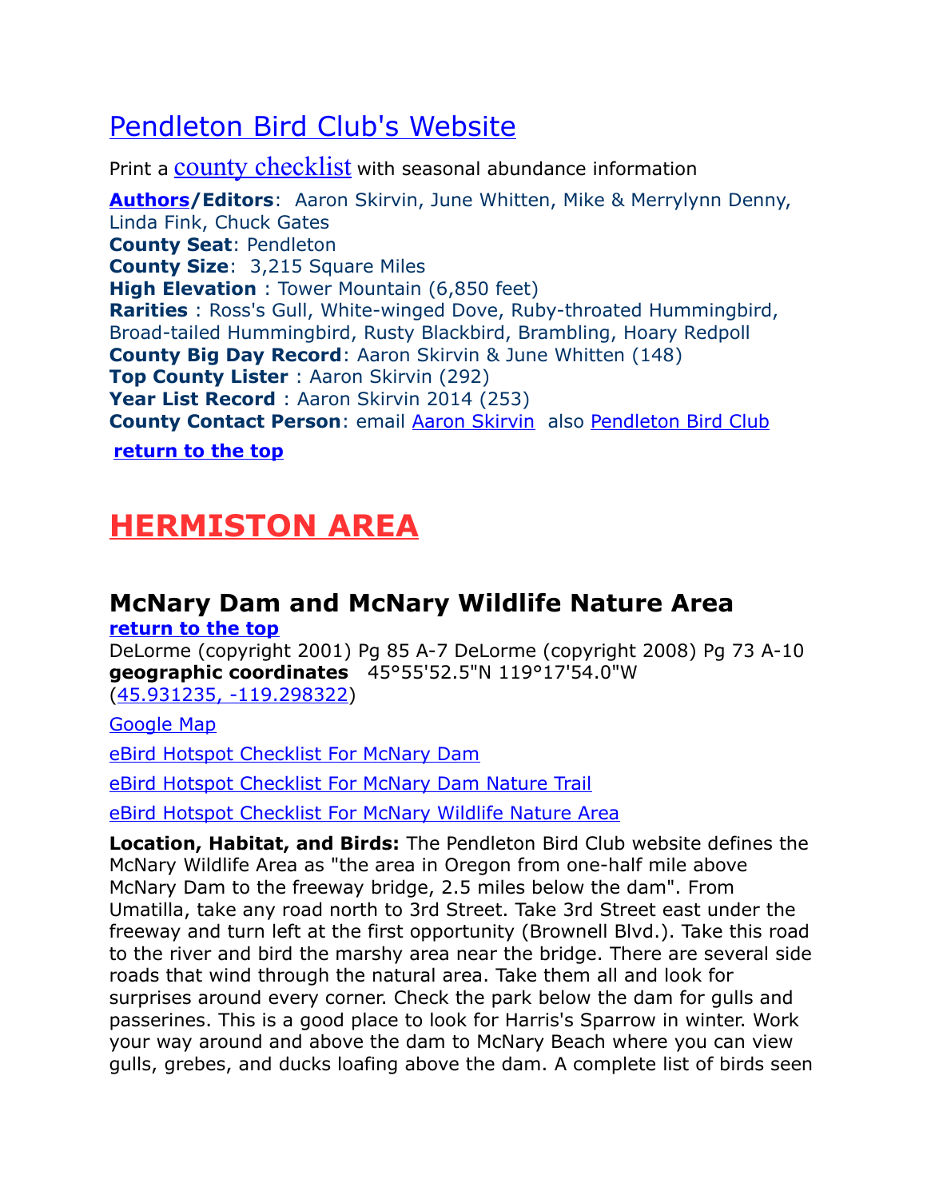## Pendleton Bird Club's Website

Print a county checklist with seasonal abundance information

**Authors/Editors**: Aaron Skirvin, June Whitten, Mike & Merrylynn Denny, Linda Fink, Chuck Gates
**County Seat**: Pendleton
**County Size**: 3,215 Square Miles
**High Elevation** : Tower Mountain (6,850 feet)
**Rarities** : Ross's Gull, White-winged Dove, Ruby-throated Hummingbird, Broad-tailed Hummingbird, Rusty Blackbird, Brambling, Hoary Redpoll
**County Big Day Record**: Aaron Skirvin & June Whitten (148)
**Top County Lister** : Aaron Skirvin (292)
**Year List Record** : Aaron Skirvin 2014 (253)
**County Contact Person**: email Aaron Skirvin also Pendleton Bird Club

**return to the top**

# HERMISTON AREA

## McNary Dam and McNary Wildlife Nature Area

**return to the top**

DeLorme (copyright 2001) Pg 85 A-7 DeLorme (copyright 2008) Pg 73 A-10
**geographic coordinates** 45°55'52.5"N 119°17'54.0"W
(45.931235, -119.298322)

Google Map

eBird Hotspot Checklist For McNary Dam

eBird Hotspot Checklist For McNary Dam Nature Trail

eBird Hotspot Checklist For McNary Wildlife Nature Area

**Location, Habitat, and Birds:** The Pendleton Bird Club website defines the McNary Wildlife Area as "the area in Oregon from one-half mile above McNary Dam to the freeway bridge, 2.5 miles below the dam". From Umatilla, take any road north to 3rd Street. Take 3rd Street east under the freeway and turn left at the first opportunity (Brownell Blvd.). Take this road to the river and bird the marshy area near the bridge. There are several side roads that wind through the natural area. Take them all and look for surprises around every corner. Check the park below the dam for gulls and passerines. This is a good place to look for Harris's Sparrow in winter. Work your way around and above the dam to McNary Beach where you can view gulls, grebes, and ducks loafing above the dam. A complete list of birds seen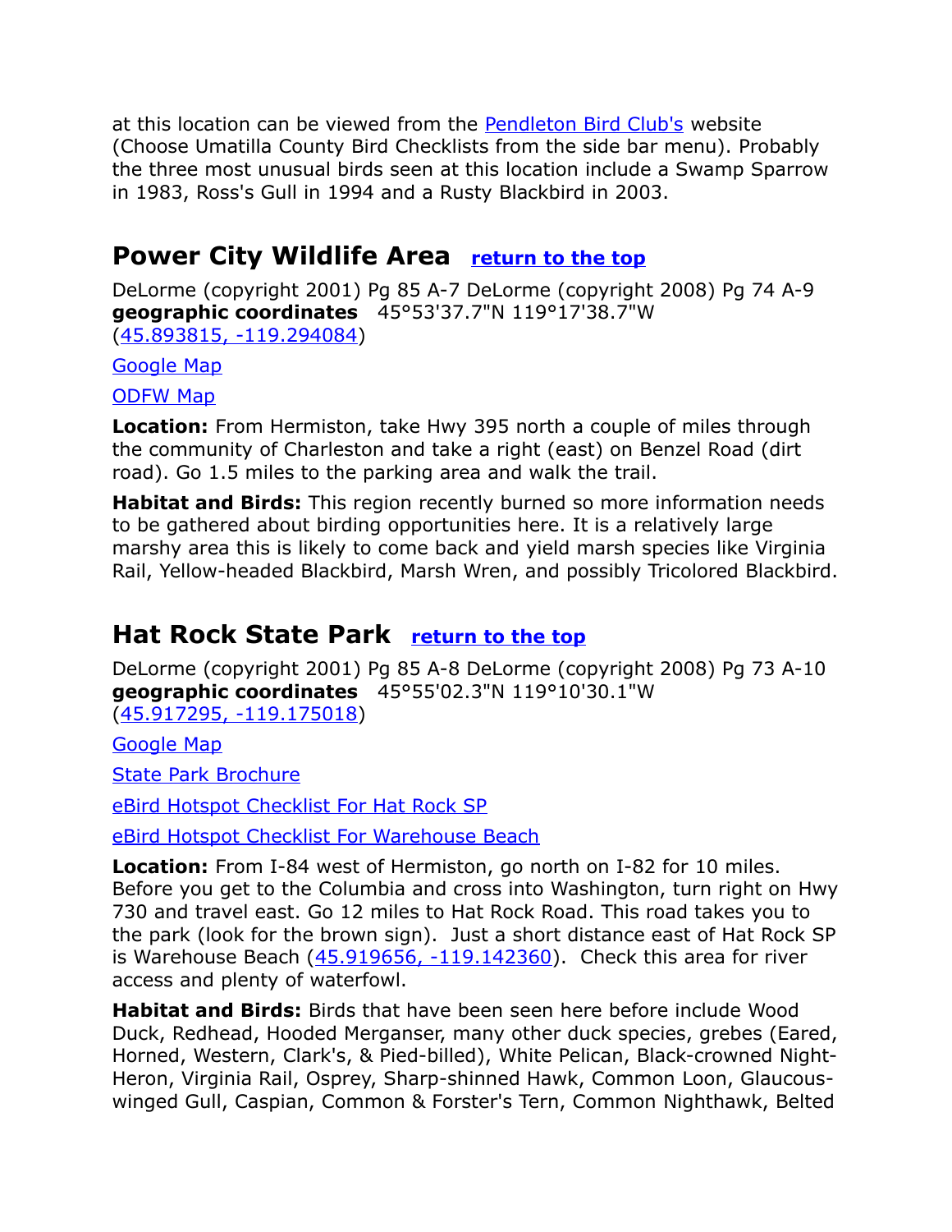at this location can be viewed from the Pendleton Bird Club's website (Choose Umatilla County Bird Checklists from the side bar menu). Probably the three most unusual birds seen at this location include a Swamp Sparrow in 1983, Ross's Gull in 1994 and a Rusty Blackbird in 2003.

## Power City Wildlife Area return to the top

DeLorme (copyright 2001) Pg 85 A-7 DeLorme (copyright 2008) Pg 74 A-9
**geographic coordinates** 45°53'37.7"N 119°17'38.7"W (45.893815, -119.294084)

Google Map

ODFW Map

**Location:** From Hermiston, take Hwy 395 north a couple of miles through the community of Charleston and take a right (east) on Benzel Road (dirt road). Go 1.5 miles to the parking area and walk the trail.

**Habitat and Birds:** This region recently burned so more information needs to be gathered about birding opportunities here. It is a relatively large marshy area this is likely to come back and yield marsh species like Virginia Rail, Yellow-headed Blackbird, Marsh Wren, and possibly Tricolored Blackbird.

## Hat Rock State Park return to the top

DeLorme (copyright 2001) Pg 85 A-8 DeLorme (copyright 2008) Pg 73 A-10
**geographic coordinates** 45°55'02.3"N 119°10'30.1"W (45.917295, -119.175018)

Google Map

State Park Brochure

eBird Hotspot Checklist For Hat Rock SP

eBird Hotspot Checklist For Warehouse Beach

**Location:** From I-84 west of Hermiston, go north on I-82 for 10 miles. Before you get to the Columbia and cross into Washington, turn right on Hwy 730 and travel east. Go 12 miles to Hat Rock Road. This road takes you to the park (look for the brown sign). Just a short distance east of Hat Rock SP is Warehouse Beach (45.919656, -119.142360). Check this area for river access and plenty of waterfowl.

**Habitat and Birds:** Birds that have been seen here before include Wood Duck, Redhead, Hooded Merganser, many other duck species, grebes (Eared, Horned, Western, Clark's, & Pied-billed), White Pelican, Black-crowned Night-Heron, Virginia Rail, Osprey, Sharp-shinned Hawk, Common Loon, Glaucous-winged Gull, Caspian, Common & Forster's Tern, Common Nighthawk, Belted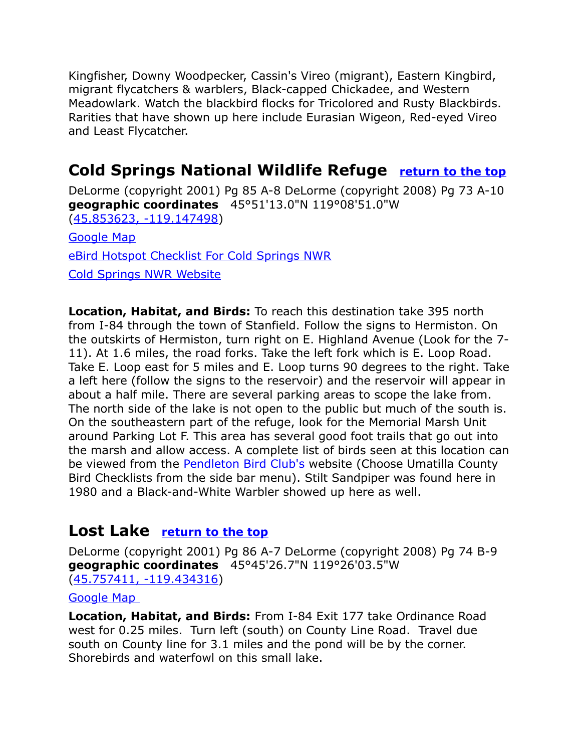Kingfisher, Downy Woodpecker, Cassin's Vireo (migrant), Eastern Kingbird, migrant flycatchers & warblers, Black-capped Chickadee, and Western Meadowlark. Watch the blackbird flocks for Tricolored and Rusty Blackbirds. Rarities that have shown up here include Eurasian Wigeon, Red-eyed Vireo and Least Flycatcher.

## Cold Springs National Wildlife Refuge [return to the top]

DeLorme (copyright 2001) Pg 85 A-8 DeLorme (copyright 2008) Pg 73 A-10
**geographic coordinates** 45°51'13.0"N 119°08'51.0"W
(45.853623, -119.147498)

Google Map

eBird Hotspot Checklist For Cold Springs NWR

Cold Springs NWR Website

**Location, Habitat, and Birds:** To reach this destination take 395 north from I-84 through the town of Stanfield. Follow the signs to Hermiston. On the outskirts of Hermiston, turn right on E. Highland Avenue (Look for the 7-11). At 1.6 miles, the road forks. Take the left fork which is E. Loop Road. Take E. Loop east for 5 miles and E. Loop turns 90 degrees to the right. Take a left here (follow the signs to the reservoir) and the reservoir will appear in about a half mile. There are several parking areas to scope the lake from. The north side of the lake is not open to the public but much of the south is. On the southeastern part of the refuge, look for the Memorial Marsh Unit around Parking Lot F. This area has several good foot trails that go out into the marsh and allow access. A complete list of birds seen at this location can be viewed from the Pendleton Bird Club's website (Choose Umatilla County Bird Checklists from the side bar menu). Stilt Sandpiper was found here in 1980 and a Black-and-White Warbler showed up here as well.

## Lost Lake [return to the top]

DeLorme (copyright 2001) Pg 86 A-7 DeLorme (copyright 2008) Pg 74 B-9
**geographic coordinates** 45°45'26.7"N 119°26'03.5"W
(45.757411, -119.434316)

Google Map

**Location, Habitat, and Birds:** From I-84 Exit 177 take Ordinance Road west for 0.25 miles. Turn left (south) on County Line Road. Travel due south on County line for 3.1 miles and the pond will be by the corner. Shorebirds and waterfowl on this small lake.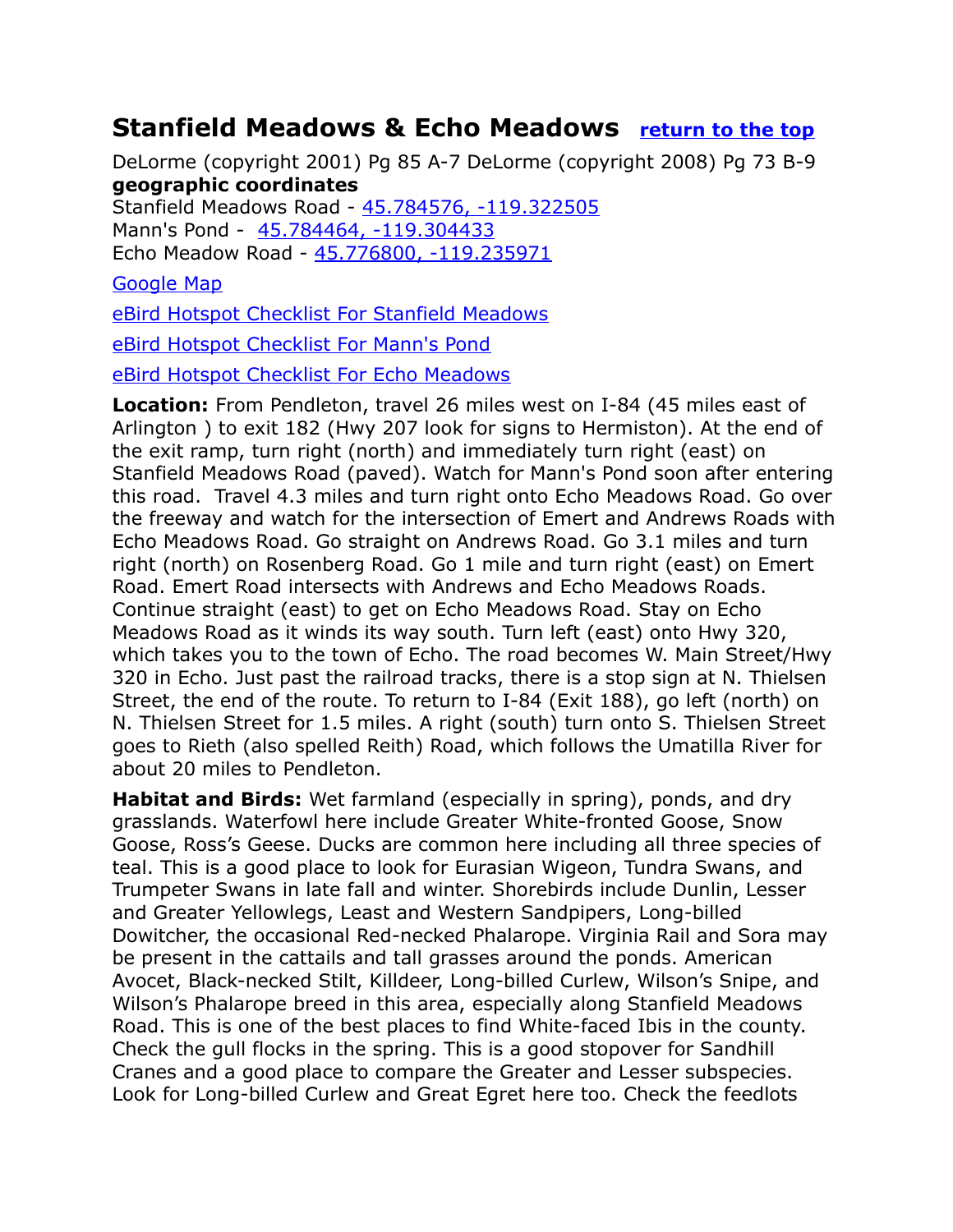## Stanfield Meadows & Echo Meadows [return to the top]

DeLorme (copyright 2001) Pg 85 A-7 DeLorme (copyright 2008) Pg 73 B-9
**geographic coordinates**
Stanfield Meadows Road - 45.784576, -119.322505
Mann's Pond - 45.784464, -119.304433
Echo Meadow Road - 45.776800, -119.235971

Google Map

eBird Hotspot Checklist For Stanfield Meadows

eBird Hotspot Checklist For Mann's Pond

eBird Hotspot Checklist For Echo Meadows

**Location:** From Pendleton, travel 26 miles west on I-84 (45 miles east of Arlington ) to exit 182 (Hwy 207 look for signs to Hermiston). At the end of the exit ramp, turn right (north) and immediately turn right (east) on Stanfield Meadows Road (paved). Watch for Mann's Pond soon after entering this road. Travel 4.3 miles and turn right onto Echo Meadows Road. Go over the freeway and watch for the intersection of Emert and Andrews Roads with Echo Meadows Road. Go straight on Andrews Road. Go 3.1 miles and turn right (north) on Rosenberg Road. Go 1 mile and turn right (east) on Emert Road. Emert Road intersects with Andrews and Echo Meadows Roads. Continue straight (east) to get on Echo Meadows Road. Stay on Echo Meadows Road as it winds its way south. Turn left (east) onto Hwy 320, which takes you to the town of Echo. The road becomes W. Main Street/Hwy 320 in Echo. Just past the railroad tracks, there is a stop sign at N. Thielsen Street, the end of the route. To return to I-84 (Exit 188), go left (north) on N. Thielsen Street for 1.5 miles. A right (south) turn onto S. Thielsen Street goes to Rieth (also spelled Reith) Road, which follows the Umatilla River for about 20 miles to Pendleton.

**Habitat and Birds:** Wet farmland (especially in spring), ponds, and dry grasslands. Waterfowl here include Greater White-fronted Goose, Snow Goose, Ross's Geese. Ducks are common here including all three species of teal. This is a good place to look for Eurasian Wigeon, Tundra Swans, and Trumpeter Swans in late fall and winter. Shorebirds include Dunlin, Lesser and Greater Yellowlegs, Least and Western Sandpipers, Long-billed Dowitcher, the occasional Red-necked Phalarope. Virginia Rail and Sora may be present in the cattails and tall grasses around the ponds. American Avocet, Black-necked Stilt, Killdeer, Long-billed Curlew, Wilson's Snipe, and Wilson's Phalarope breed in this area, especially along Stanfield Meadows Road. This is one of the best places to find White-faced Ibis in the county. Check the gull flocks in the spring. This is a good stopover for Sandhill Cranes and a good place to compare the Greater and Lesser subspecies. Look for Long-billed Curlew and Great Egret here too. Check the feedlots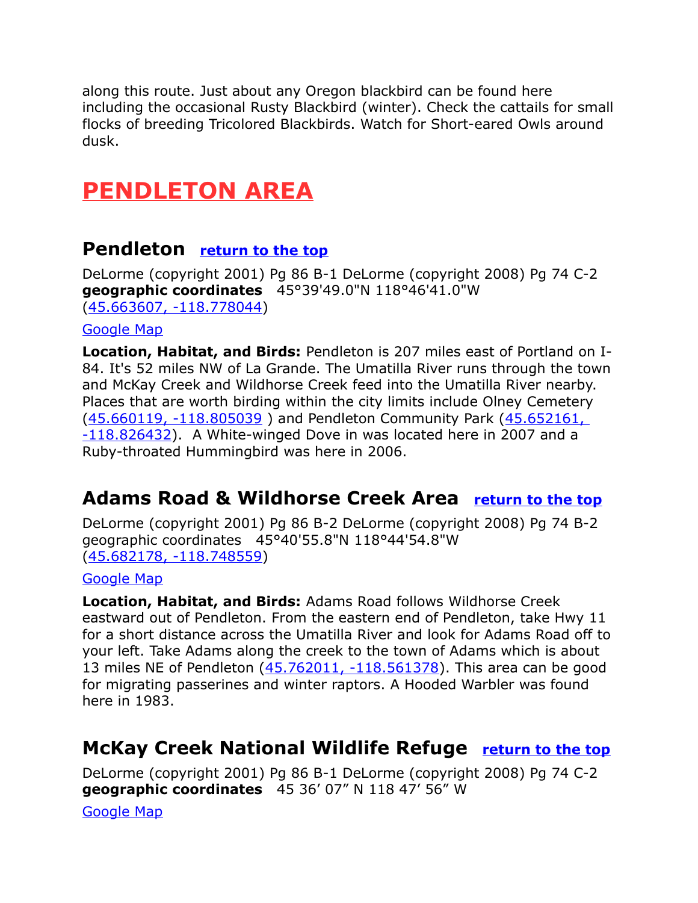along this route. Just about any Oregon blackbird can be found here including the occasional Rusty Blackbird (winter). Check the cattails for small flocks of breeding Tricolored Blackbirds. Watch for Short-eared Owls around dusk.

# PENDLETON AREA

## Pendleton [return to the top]

DeLorme (copyright 2001) Pg 86 B-1 DeLorme (copyright 2008) Pg 74 C-2
**geographic coordinates** 45°39'49.0"N 118°46'41.0"W
(45.663607, -118.778044)

Google Map

**Location, Habitat, and Birds:** Pendleton is 207 miles east of Portland on I-84. It's 52 miles NW of La Grande. The Umatilla River runs through the town and McKay Creek and Wildhorse Creek feed into the Umatilla River nearby. Places that are worth birding within the city limits include Olney Cemetery (45.660119, -118.805039 ) and Pendleton Community Park (45.652161, -118.826432). A White-winged Dove in was located here in 2007 and a Ruby-throated Hummingbird was here in 2006.

## Adams Road & Wildhorse Creek Area [return to the top]

DeLorme (copyright 2001) Pg 86 B-2 DeLorme (copyright 2008) Pg 74 B-2
geographic coordinates 45°40'55.8"N 118°44'54.8"W
(45.682178, -118.748559)

Google Map

**Location, Habitat, and Birds:** Adams Road follows Wildhorse Creek eastward out of Pendleton. From the eastern end of Pendleton, take Hwy 11 for a short distance across the Umatilla River and look for Adams Road off to your left. Take Adams along the creek to the town of Adams which is about 13 miles NE of Pendleton (45.762011, -118.561378). This area can be good for migrating passerines and winter raptors. A Hooded Warbler was found here in 1983.

## McKay Creek National Wildlife Refuge [return to the top]

DeLorme (copyright 2001) Pg 86 B-1 DeLorme (copyright 2008) Pg 74 C-2
**geographic coordinates** 45 36’ 07” N 118 47’ 56” W

Google Map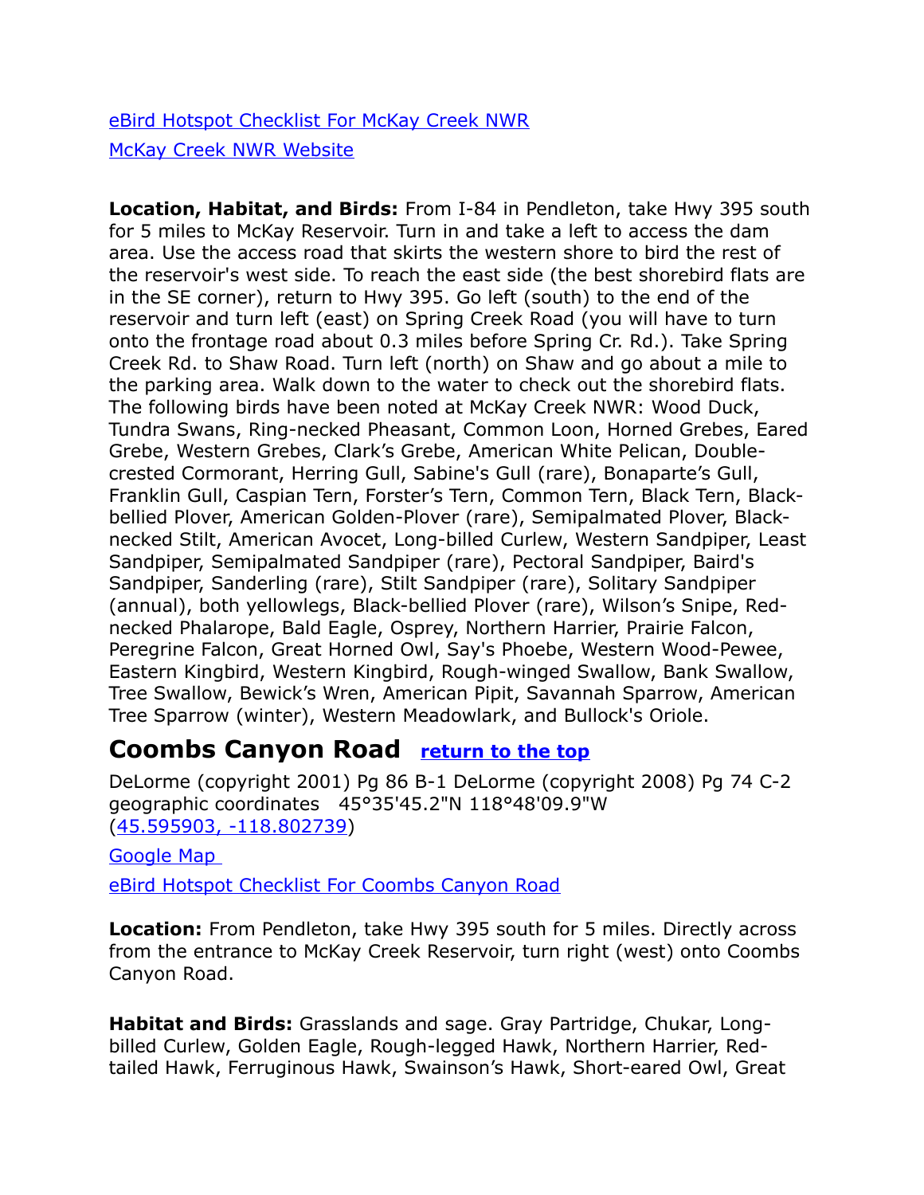[eBird Hotspot Checklist For McKay Creek NWR](#)

[McKay Creek NWR Website](#)

**Location, Habitat, and Birds:** From I-84 in Pendleton, take Hwy 395 south for 5 miles to McKay Reservoir. Turn in and take a left to access the dam area. Use the access road that skirts the western shore to bird the rest of the reservoir's west side. To reach the east side (the best shorebird flats are in the SE corner), return to Hwy 395. Go left (south) to the end of the reservoir and turn left (east) on Spring Creek Road (you will have to turn onto the frontage road about 0.3 miles before Spring Cr. Rd.). Take Spring Creek Rd. to Shaw Road. Turn left (north) on Shaw and go about a mile to the parking area. Walk down to the water to check out the shorebird flats. The following birds have been noted at McKay Creek NWR: Wood Duck, Tundra Swans, Ring-necked Pheasant, Common Loon, Horned Grebes, Eared Grebe, Western Grebes, Clark's Grebe, American White Pelican, Double-crested Cormorant, Herring Gull, Sabine's Gull (rare), Bonaparte's Gull, Franklin Gull, Caspian Tern, Forster's Tern, Common Tern, Black Tern, Black-bellied Plover, American Golden-Plover (rare), Semipalmated Plover, Black-necked Stilt, American Avocet, Long-billed Curlew, Western Sandpiper, Least Sandpiper, Semipalmated Sandpiper (rare), Pectoral Sandpiper, Baird's Sandpiper, Sanderling (rare), Stilt Sandpiper (rare), Solitary Sandpiper (annual), both yellowlegs, Black-bellied Plover (rare), Wilson's Snipe, Red-necked Phalarope, Bald Eagle, Osprey, Northern Harrier, Prairie Falcon, Peregrine Falcon, Great Horned Owl, Say's Phoebe, Western Wood-Pewee, Eastern Kingbird, Western Kingbird, Rough-winged Swallow, Bank Swallow, Tree Swallow, Bewick's Wren, American Pipit, Savannah Sparrow, American Tree Sparrow (winter), Western Meadowlark, and Bullock's Oriole.

## Coombs Canyon Road [return to the top](#)

DeLorme (copyright 2001) Pg 86 B-1 DeLorme (copyright 2008) Pg 74 C-2 geographic coordinates 45°35'45.2"N 118°48'09.9"W ([45.595903, -118.802739](#))

[Google Map](#)

[eBird Hotspot Checklist For Coombs Canyon Road](#)

**Location:** From Pendleton, take Hwy 395 south for 5 miles. Directly across from the entrance to McKay Creek Reservoir, turn right (west) onto Coombs Canyon Road.

**Habitat and Birds:** Grasslands and sage. Gray Partridge, Chukar, Long-billed Curlew, Golden Eagle, Rough-legged Hawk, Northern Harrier, Red-tailed Hawk, Ferruginous Hawk, Swainson's Hawk, Short-eared Owl, Great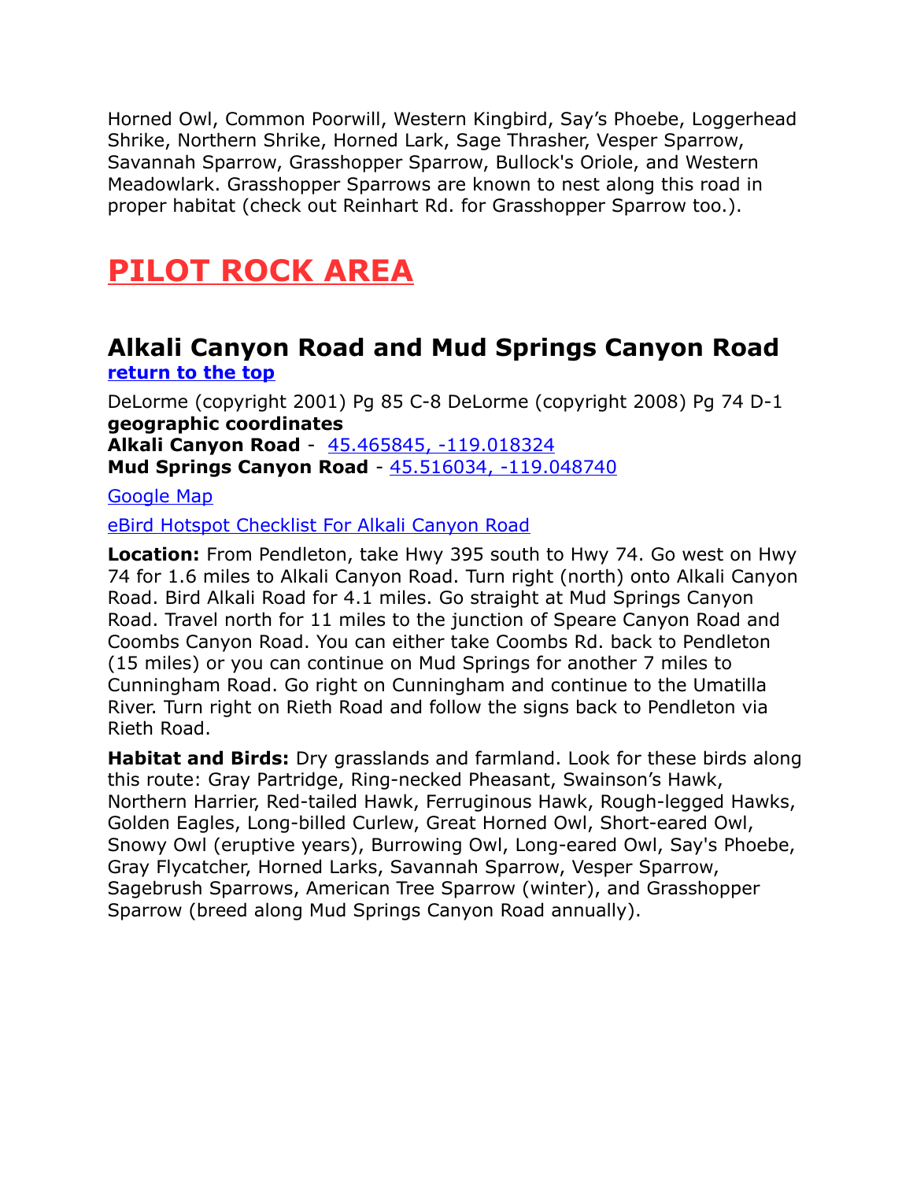Horned Owl, Common Poorwill, Western Kingbird, Say's Phoebe, Loggerhead Shrike, Northern Shrike, Horned Lark, Sage Thrasher, Vesper Sparrow, Savannah Sparrow, Grasshopper Sparrow, Bullock's Oriole, and Western Meadowlark. Grasshopper Sparrows are known to nest along this road in proper habitat (check out Reinhart Rd. for Grasshopper Sparrow too.).

# PILOT ROCK AREA

## Alkali Canyon Road and Mud Springs Canyon Road

**return to the top**

DeLorme (copyright 2001) Pg 85 C-8 DeLorme (copyright 2008) Pg 74 D-1

**geographic coordinates**

**Alkali Canyon Road** - 45.465845, -119.018324

**Mud Springs Canyon Road** - 45.516034, -119.048740

Google Map

eBird Hotspot Checklist For Alkali Canyon Road

**Location:** From Pendleton, take Hwy 395 south to Hwy 74. Go west on Hwy 74 for 1.6 miles to Alkali Canyon Road. Turn right (north) onto Alkali Canyon Road. Bird Alkali Road for 4.1 miles. Go straight at Mud Springs Canyon Road. Travel north for 11 miles to the junction of Speare Canyon Road and Coombs Canyon Road. You can either take Coombs Rd. back to Pendleton (15 miles) or you can continue on Mud Springs for another 7 miles to Cunningham Road. Go right on Cunningham and continue to the Umatilla River. Turn right on Rieth Road and follow the signs back to Pendleton via Rieth Road.

**Habitat and Birds:** Dry grasslands and farmland. Look for these birds along this route: Gray Partridge, Ring-necked Pheasant, Swainson's Hawk, Northern Harrier, Red-tailed Hawk, Ferruginous Hawk, Rough-legged Hawks, Golden Eagles, Long-billed Curlew, Great Horned Owl, Short-eared Owl, Snowy Owl (eruptive years), Burrowing Owl, Long-eared Owl, Say's Phoebe, Gray Flycatcher, Horned Larks, Savannah Sparrow, Vesper Sparrow, Sagebrush Sparrows, American Tree Sparrow (winter), and Grasshopper Sparrow (breed along Mud Springs Canyon Road annually).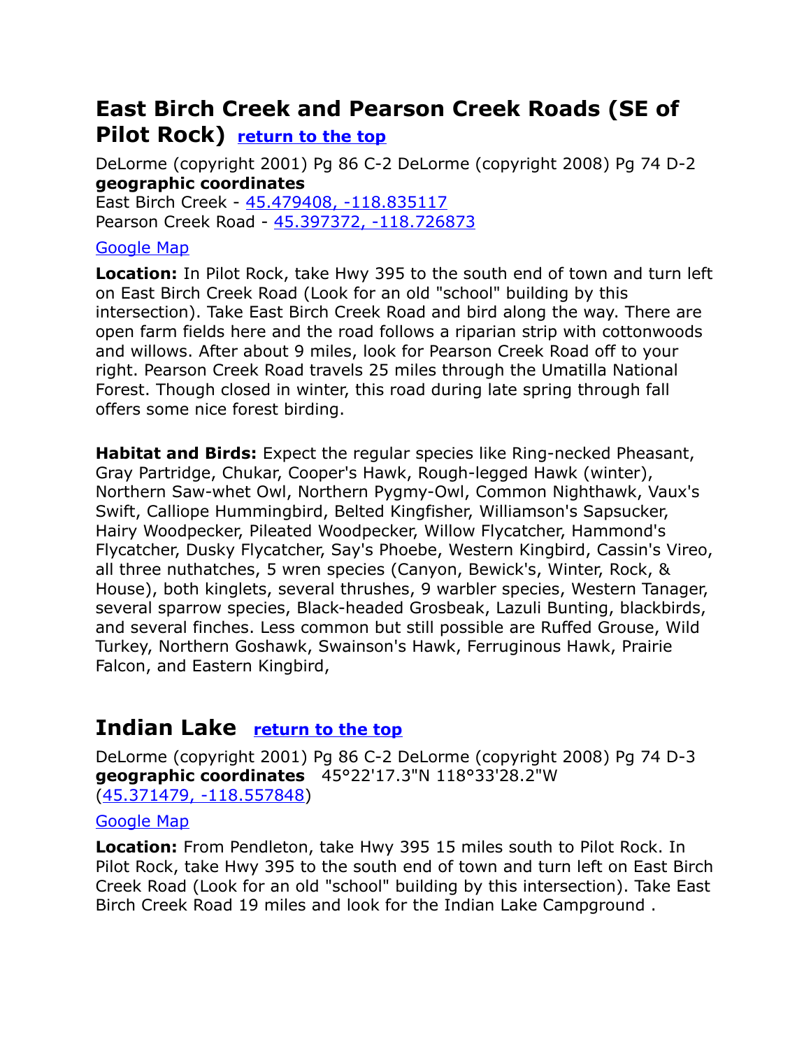## East Birch Creek and Pearson Creek Roads (SE of Pilot Rock) [return to the top]

DeLorme (copyright 2001) Pg 86 C-2 DeLorme (copyright 2008) Pg 74 D-2
**geographic coordinates**
East Birch Creek - 45.479408, -118.835117
Pearson Creek Road - 45.397372, -118.726873

Google Map

**Location:** In Pilot Rock, take Hwy 395 to the south end of town and turn left on East Birch Creek Road (Look for an old "school" building by this intersection). Take East Birch Creek Road and bird along the way. There are open farm fields here and the road follows a riparian strip with cottonwoods and willows. After about 9 miles, look for Pearson Creek Road off to your right. Pearson Creek Road travels 25 miles through the Umatilla National Forest. Though closed in winter, this road during late spring through fall offers some nice forest birding.

**Habitat and Birds:** Expect the regular species like Ring-necked Pheasant, Gray Partridge, Chukar, Cooper's Hawk, Rough-legged Hawk (winter), Northern Saw-whet Owl, Northern Pygmy-Owl, Common Nighthawk, Vaux's Swift, Calliope Hummingbird, Belted Kingfisher, Williamson's Sapsucker, Hairy Woodpecker, Pileated Woodpecker, Willow Flycatcher, Hammond's Flycatcher, Dusky Flycatcher, Say's Phoebe, Western Kingbird, Cassin's Vireo, all three nuthatches, 5 wren species (Canyon, Bewick's, Winter, Rock, & House), both kinglets, several thrushes, 9 warbler species, Western Tanager, several sparrow species, Black-headed Grosbeak, Lazuli Bunting, blackbirds, and several finches. Less common but still possible are Ruffed Grouse, Wild Turkey, Northern Goshawk, Swainson's Hawk, Ferruginous Hawk, Prairie Falcon, and Eastern Kingbird,

## Indian Lake [return to the top]

DeLorme (copyright 2001) Pg 86 C-2 DeLorme (copyright 2008) Pg 74 D-3
**geographic coordinates** 45°22'17.3"N 118°33'28.2"W
(45.371479, -118.557848)

Google Map

**Location:** From Pendleton, take Hwy 395 15 miles south to Pilot Rock. In Pilot Rock, take Hwy 395 to the south end of town and turn left on East Birch Creek Road (Look for an old "school" building by this intersection). Take East Birch Creek Road 19 miles and look for the Indian Lake Campground .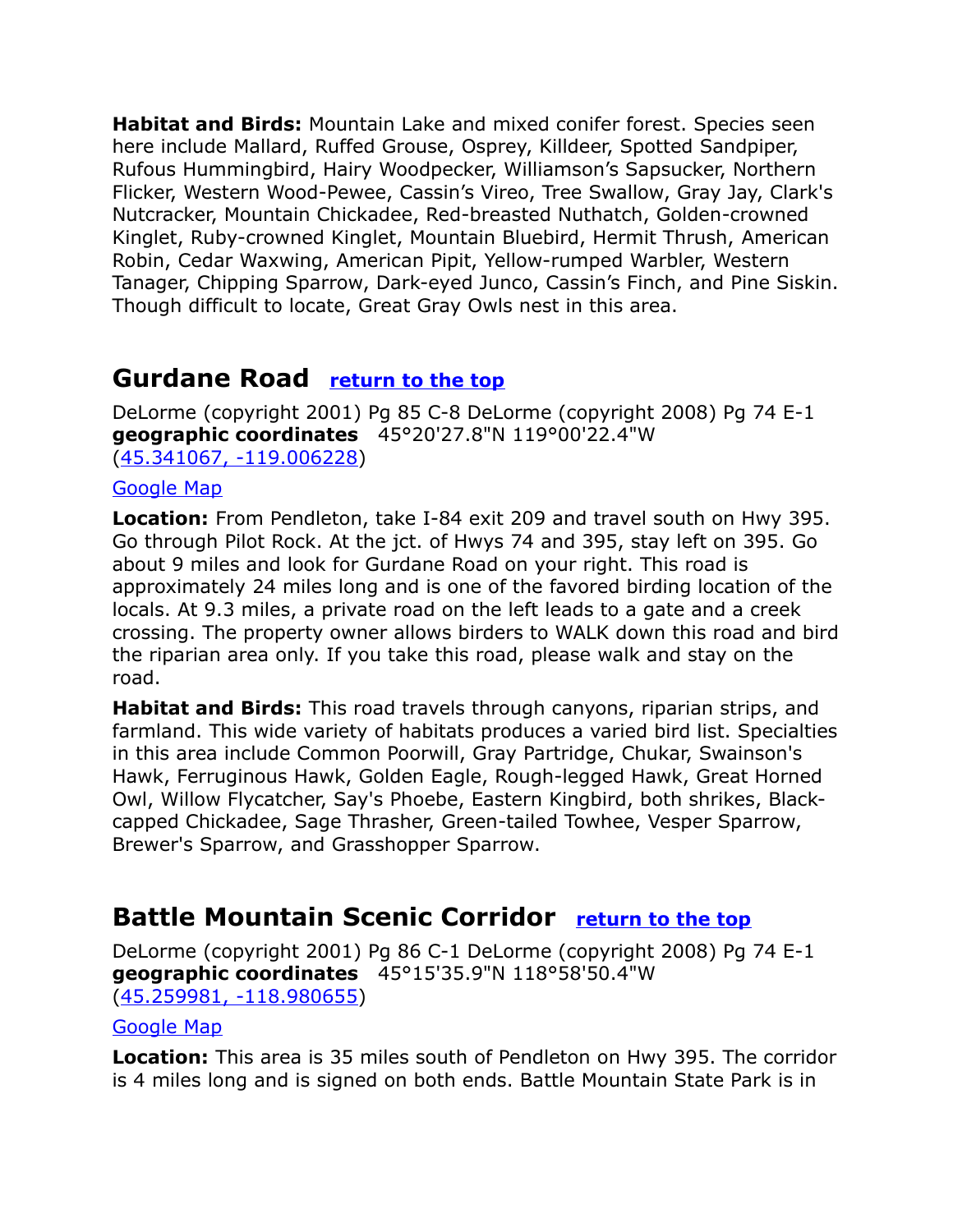**Habitat and Birds:** Mountain Lake and mixed conifer forest. Species seen here include Mallard, Ruffed Grouse, Osprey, Killdeer, Spotted Sandpiper, Rufous Hummingbird, Hairy Woodpecker, Williamson's Sapsucker, Northern Flicker, Western Wood-Pewee, Cassin's Vireo, Tree Swallow, Gray Jay, Clark's Nutcracker, Mountain Chickadee, Red-breasted Nuthatch, Golden-crowned Kinglet, Ruby-crowned Kinglet, Mountain Bluebird, Hermit Thrush, American Robin, Cedar Waxwing, American Pipit, Yellow-rumped Warbler, Western Tanager, Chipping Sparrow, Dark-eyed Junco, Cassin's Finch, and Pine Siskin. Though difficult to locate, Great Gray Owls nest in this area.

## Gurdane Road [return to the top]

DeLorme (copyright 2001) Pg 85 C-8 DeLorme (copyright 2008) Pg 74 E-1
**geographic coordinates** 45°20'27.8"N 119°00'22.4"W
(45.341067, -119.006228)

Google Map

**Location:** From Pendleton, take I-84 exit 209 and travel south on Hwy 395. Go through Pilot Rock. At the jct. of Hwys 74 and 395, stay left on 395. Go about 9 miles and look for Gurdane Road on your right. This road is approximately 24 miles long and is one of the favored birding location of the locals. At 9.3 miles, a private road on the left leads to a gate and a creek crossing. The property owner allows birders to WALK down this road and bird the riparian area only. If you take this road, please walk and stay on the road.

**Habitat and Birds:** This road travels through canyons, riparian strips, and farmland. This wide variety of habitats produces a varied bird list. Specialties in this area include Common Poorwill, Gray Partridge, Chukar, Swainson's Hawk, Ferruginous Hawk, Golden Eagle, Rough-legged Hawk, Great Horned Owl, Willow Flycatcher, Say's Phoebe, Eastern Kingbird, both shrikes, Black-capped Chickadee, Sage Thrasher, Green-tailed Towhee, Vesper Sparrow, Brewer's Sparrow, and Grasshopper Sparrow.

## Battle Mountain Scenic Corridor [return to the top]

DeLorme (copyright 2001) Pg 86 C-1 DeLorme (copyright 2008) Pg 74 E-1
**geographic coordinates** 45°15'35.9"N 118°58'50.4"W
(45.259981, -118.980655)

Google Map

**Location:** This area is 35 miles south of Pendleton on Hwy 395. The corridor is 4 miles long and is signed on both ends. Battle Mountain State Park is in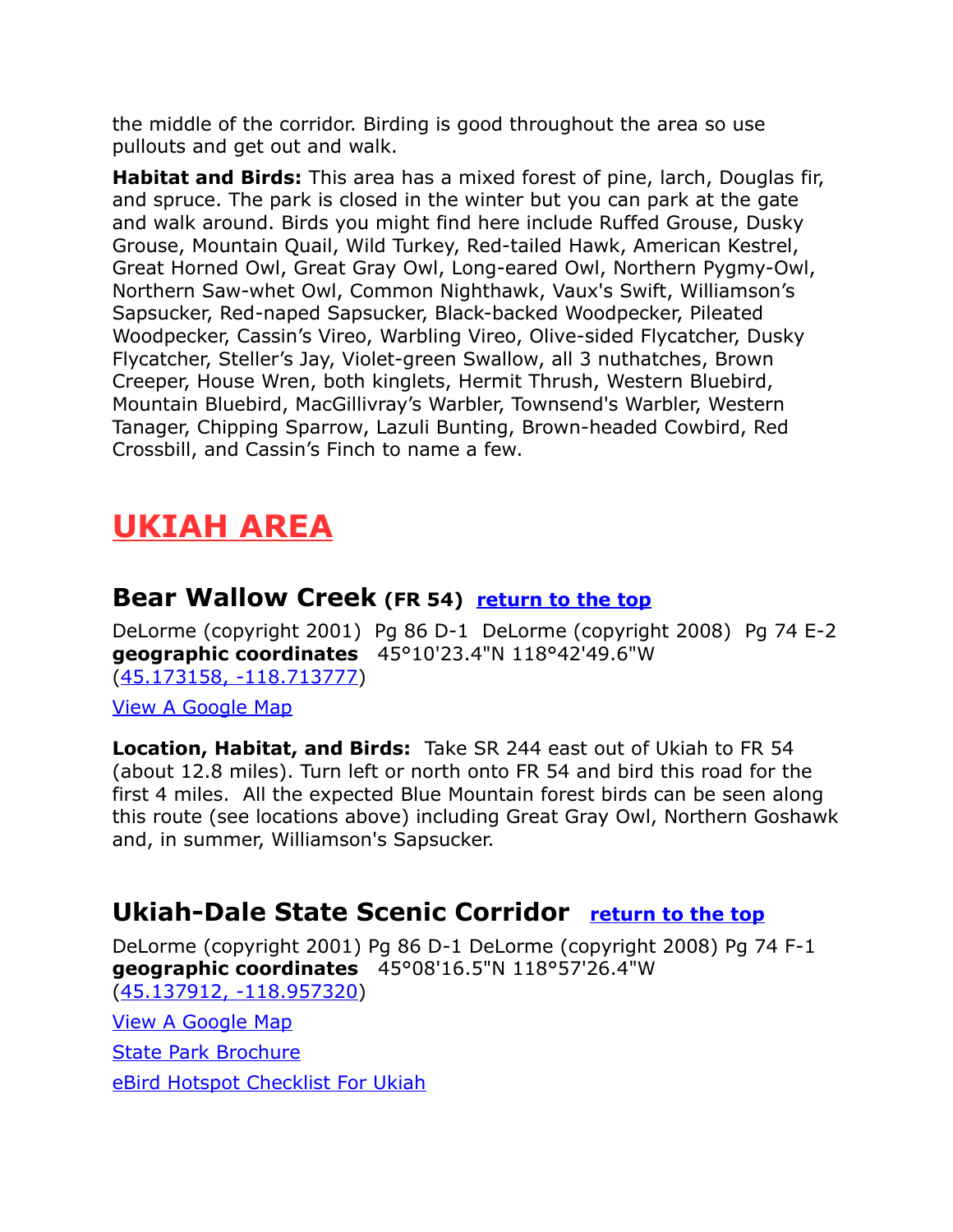the middle of the corridor. Birding is good throughout the area so use pullouts and get out and walk.

**Habitat and Birds:** This area has a mixed forest of pine, larch, Douglas fir, and spruce. The park is closed in the winter but you can park at the gate and walk around. Birds you might find here include Ruffed Grouse, Dusky Grouse, Mountain Quail, Wild Turkey, Red-tailed Hawk, American Kestrel, Great Horned Owl, Great Gray Owl, Long-eared Owl, Northern Pygmy-Owl, Northern Saw-whet Owl, Common Nighthawk, Vaux's Swift, Williamson's Sapsucker, Red-naped Sapsucker, Black-backed Woodpecker, Pileated Woodpecker, Cassin's Vireo, Warbling Vireo, Olive-sided Flycatcher, Dusky Flycatcher, Steller's Jay, Violet-green Swallow, all 3 nuthatches, Brown Creeper, House Wren, both kinglets, Hermit Thrush, Western Bluebird, Mountain Bluebird, MacGillivray's Warbler, Townsend's Warbler, Western Tanager, Chipping Sparrow, Lazuli Bunting, Brown-headed Cowbird, Red Crossbill, and Cassin's Finch to name a few.

# UKIAH AREA

## Bear Wallow Creek (FR 54) return to the top

DeLorme (copyright 2001) Pg 86 D-1 DeLorme (copyright 2008) Pg 74 E-2
**geographic coordinates** 45°10'23.4"N 118°42'49.6"W
(45.173158, -118.713777)

View A Google Map

**Location, Habitat, and Birds:** Take SR 244 east out of Ukiah to FR 54 (about 12.8 miles). Turn left or north onto FR 54 and bird this road for the first 4 miles. All the expected Blue Mountain forest birds can be seen along this route (see locations above) including Great Gray Owl, Northern Goshawk and, in summer, Williamson's Sapsucker.

## Ukiah-Dale State Scenic Corridor return to the top

DeLorme (copyright 2001) Pg 86 D-1 DeLorme (copyright 2008) Pg 74 F-1
**geographic coordinates** 45°08'16.5"N 118°57'26.4"W
(45.137912, -118.957320)

View A Google Map

State Park Brochure

eBird Hotspot Checklist For Ukiah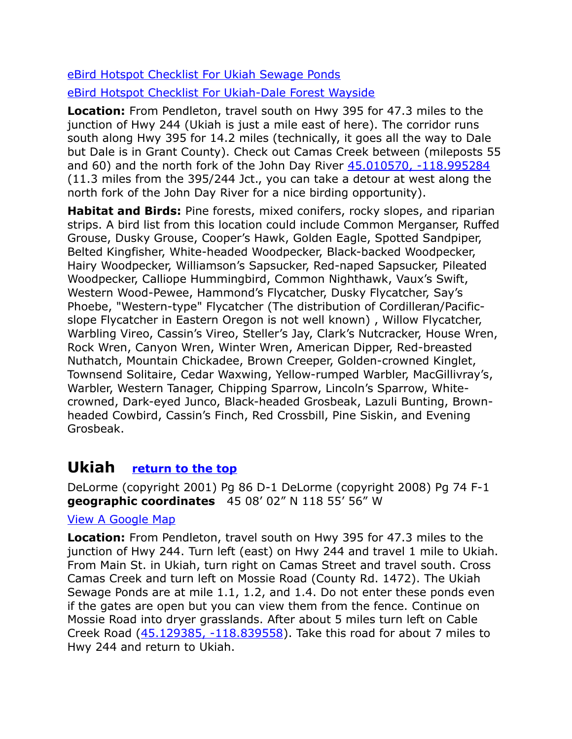[eBird Hotspot Checklist For Ukiah Sewage Ponds](#)

[eBird Hotspot Checklist For Ukiah-Dale Forest Wayside](#)

**Location:** From Pendleton, travel south on Hwy 395 for 47.3 miles to the junction of Hwy 244 (Ukiah is just a mile east of here). The corridor runs south along Hwy 395 for 14.2 miles (technically, it goes all the way to Dale but Dale is in Grant County). Check out Camas Creek between (mileposts 55 and 60) and the north fork of the John Day River [45.010570, -118.995284](#) (11.3 miles from the 395/244 Jct., you can take a detour at west along the north fork of the John Day River for a nice birding opportunity).

**Habitat and Birds:** Pine forests, mixed conifers, rocky slopes, and riparian strips. A bird list from this location could include Common Merganser, Ruffed Grouse, Dusky Grouse, Cooper's Hawk, Golden Eagle, Spotted Sandpiper, Belted Kingfisher, White-headed Woodpecker, Black-backed Woodpecker, Hairy Woodpecker, Williamson's Sapsucker, Red-naped Sapsucker, Pileated Woodpecker, Calliope Hummingbird, Common Nighthawk, Vaux's Swift, Western Wood-Pewee, Hammond's Flycatcher, Dusky Flycatcher, Say's Phoebe, "Western-type" Flycatcher (The distribution of Cordilleran/Pacific-slope Flycatcher in Eastern Oregon is not well known) , Willow Flycatcher, Warbling Vireo, Cassin's Vireo, Steller's Jay, Clark's Nutcracker, House Wren, Rock Wren, Canyon Wren, Winter Wren, American Dipper, Red-breasted Nuthatch, Mountain Chickadee, Brown Creeper, Golden-crowned Kinglet, Townsend Solitaire, Cedar Waxwing, Yellow-rumped Warbler, MacGillivray's, Warbler, Western Tanager, Chipping Sparrow, Lincoln's Sparrow, White-crowned, Dark-eyed Junco, Black-headed Grosbeak, Lazuli Bunting, Brown-headed Cowbird, Cassin's Finch, Red Crossbill, Pine Siskin, and Evening Grosbeak.

## Ukiah [return to the top](#)

DeLorme (copyright 2001) Pg 86 D-1 DeLorme (copyright 2008) Pg 74 F-1
**geographic coordinates** 45 08' 02" N 118 55' 56" W

[View A Google Map](#)

**Location:** From Pendleton, travel south on Hwy 395 for 47.3 miles to the junction of Hwy 244. Turn left (east) on Hwy 244 and travel 1 mile to Ukiah. From Main St. in Ukiah, turn right on Camas Street and travel south. Cross Camas Creek and turn left on Mossie Road (County Rd. 1472). The Ukiah Sewage Ponds are at mile 1.1, 1.2, and 1.4. Do not enter these ponds even if the gates are open but you can view them from the fence. Continue on Mossie Road into dryer grasslands. After about 5 miles turn left on Cable Creek Road ([45.129385, -118.839558](#)). Take this road for about 7 miles to Hwy 244 and return to Ukiah.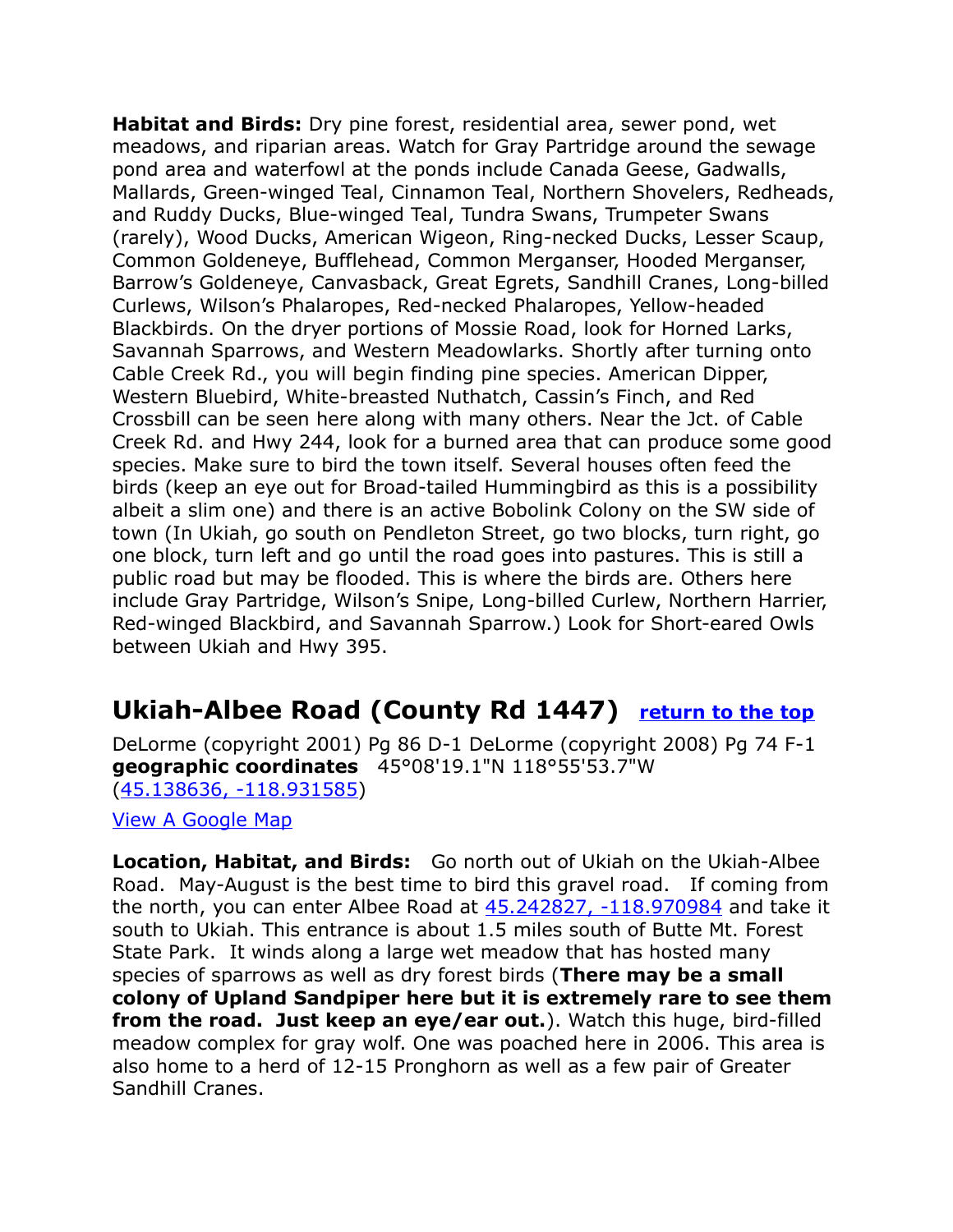**Habitat and Birds:** Dry pine forest, residential area, sewer pond, wet meadows, and riparian areas. Watch for Gray Partridge around the sewage pond area and waterfowl at the ponds include Canada Geese, Gadwalls, Mallards, Green-winged Teal, Cinnamon Teal, Northern Shovelers, Redheads, and Ruddy Ducks, Blue-winged Teal, Tundra Swans, Trumpeter Swans (rarely), Wood Ducks, American Wigeon, Ring-necked Ducks, Lesser Scaup, Common Goldeneye, Bufflehead, Common Merganser, Hooded Merganser, Barrow's Goldeneye, Canvasback, Great Egrets, Sandhill Cranes, Long-billed Curlews, Wilson's Phalaropes, Red-necked Phalaropes, Yellow-headed Blackbirds. On the dryer portions of Mossie Road, look for Horned Larks, Savannah Sparrows, and Western Meadowlarks. Shortly after turning onto Cable Creek Rd., you will begin finding pine species. American Dipper, Western Bluebird, White-breasted Nuthatch, Cassin's Finch, and Red Crossbill can be seen here along with many others. Near the Jct. of Cable Creek Rd. and Hwy 244, look for a burned area that can produce some good species. Make sure to bird the town itself. Several houses often feed the birds (keep an eye out for Broad-tailed Hummingbird as this is a possibility albeit a slim one) and there is an active Bobolink Colony on the SW side of town (In Ukiah, go south on Pendleton Street, go two blocks, turn right, go one block, turn left and go until the road goes into pastures. This is still a public road but may be flooded. This is where the birds are. Others here include Gray Partridge, Wilson's Snipe, Long-billed Curlew, Northern Harrier, Red-winged Blackbird, and Savannah Sparrow.) Look for Short-eared Owls between Ukiah and Hwy 395.

## Ukiah-Albee Road (County Rd 1447) [return to the top]

DeLorme (copyright 2001) Pg 86 D-1 DeLorme (copyright 2008) Pg 74 F-1
**geographic coordinates** 45°08'19.1"N 118°55'53.7"W
(45.138636, -118.931585)

View A Google Map

**Location, Habitat, and Birds:** Go north out of Ukiah on the Ukiah-Albee Road. May-August is the best time to bird this gravel road. If coming from the north, you can enter Albee Road at 45.242827, -118.970984 and take it south to Ukiah. This entrance is about 1.5 miles south of Butte Mt. Forest State Park. It winds along a large wet meadow that has hosted many species of sparrows as well as dry forest birds (**There may be a small colony of Upland Sandpiper here but it is extremely rare to see them from the road. Just keep an eye/ear out.**). Watch this huge, bird-filled meadow complex for gray wolf. One was poached here in 2006. This area is also home to a herd of 12-15 Pronghorn as well as a few pair of Greater Sandhill Cranes.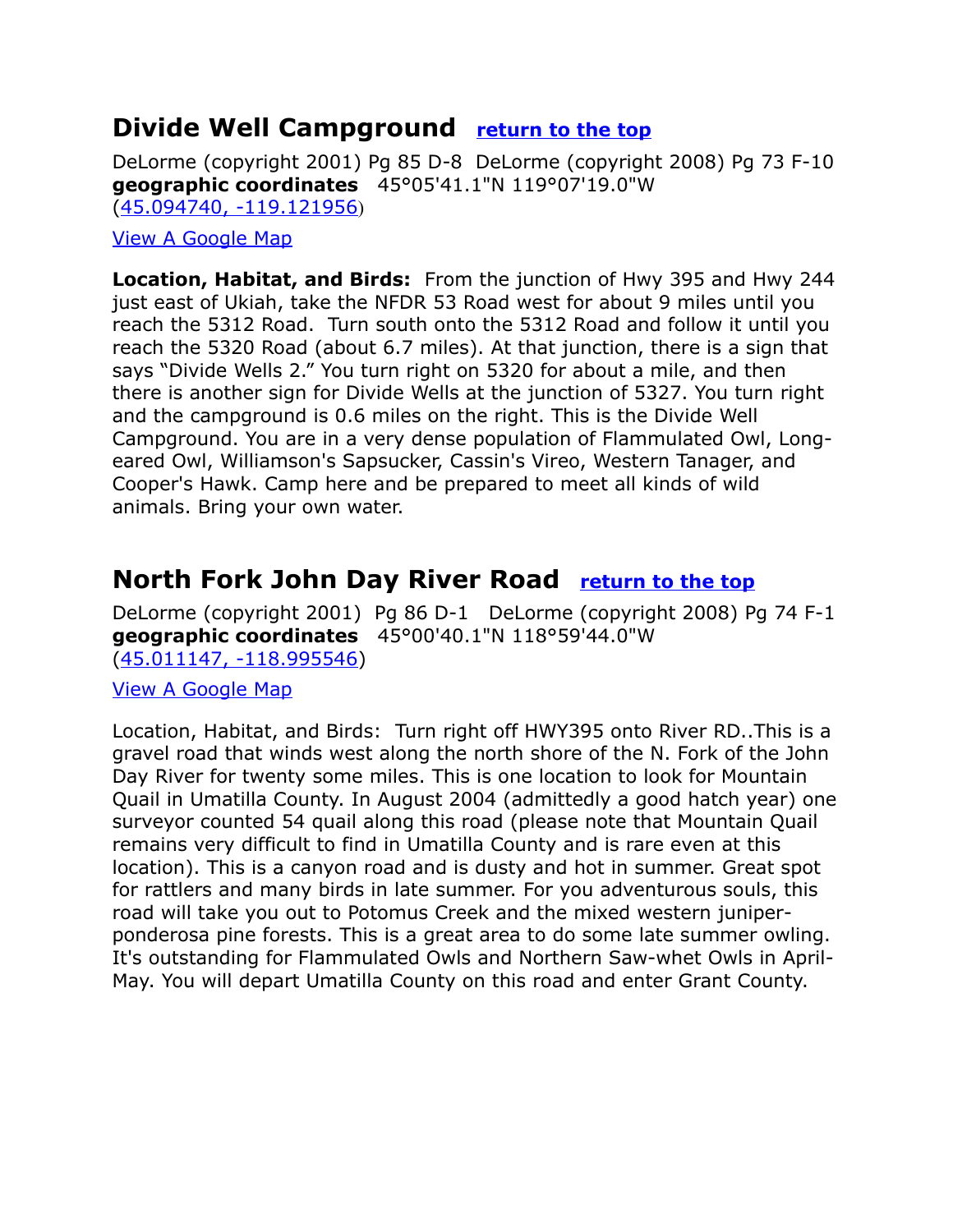## Divide Well Campground [return to the top]

DeLorme (copyright 2001) Pg 85 D-8 DeLorme (copyright 2008) Pg 73 F-10
**geographic coordinates** 45°05'41.1"N 119°07'19.0"W
(45.094740, -119.121956)

View A Google Map

**Location, Habitat, and Birds:** From the junction of Hwy 395 and Hwy 244 just east of Ukiah, take the NFDR 53 Road west for about 9 miles until you reach the 5312 Road. Turn south onto the 5312 Road and follow it until you reach the 5320 Road (about 6.7 miles). At that junction, there is a sign that says "Divide Wells 2." You turn right on 5320 for about a mile, and then there is another sign for Divide Wells at the junction of 5327. You turn right and the campground is 0.6 miles on the right. This is the Divide Well Campground. You are in a very dense population of Flammulated Owl, Long-eared Owl, Williamson's Sapsucker, Cassin's Vireo, Western Tanager, and Cooper's Hawk. Camp here and be prepared to meet all kinds of wild animals. Bring your own water.

## North Fork John Day River Road [return to the top]

DeLorme (copyright 2001) Pg 86 D-1 DeLorme (copyright 2008) Pg 74 F-1
**geographic coordinates** 45°00'40.1"N 118°59'44.0"W
(45.011147, -118.995546)

View A Google Map

Location, Habitat, and Birds: Turn right off HWY395 onto River RD..This is a gravel road that winds west along the north shore of the N. Fork of the John Day River for twenty some miles. This is one location to look for Mountain Quail in Umatilla County. In August 2004 (admittedly a good hatch year) one surveyor counted 54 quail along this road (please note that Mountain Quail remains very difficult to find in Umatilla County and is rare even at this location). This is a canyon road and is dusty and hot in summer. Great spot for rattlers and many birds in late summer. For you adventurous souls, this road will take you out to Potomus Creek and the mixed western juniper-ponderosa pine forests. This is a great area to do some late summer owling. It's outstanding for Flammulated Owls and Northern Saw-whet Owls in April-May. You will depart Umatilla County on this road and enter Grant County.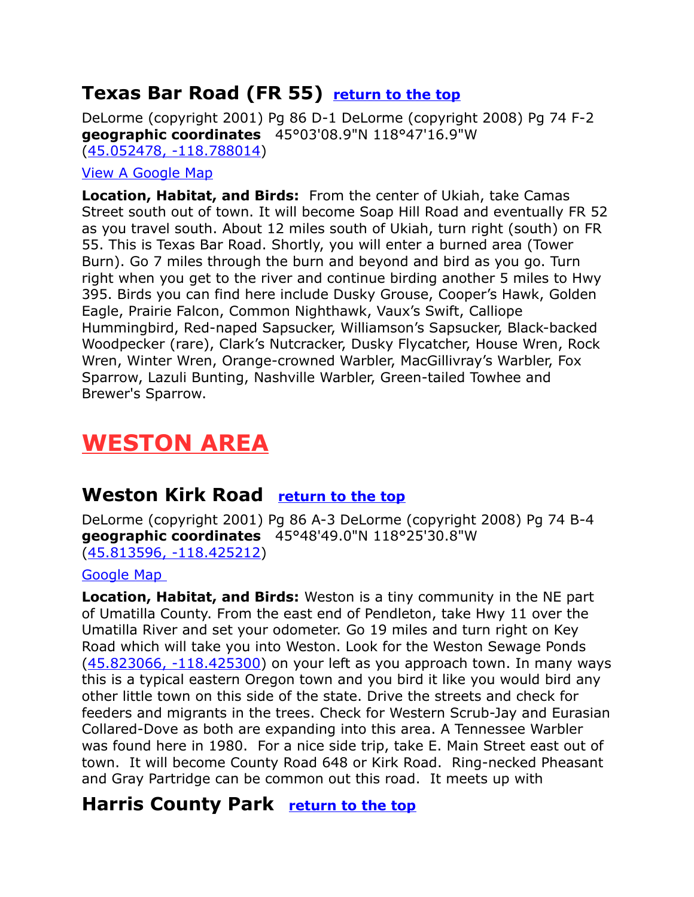## Texas Bar Road (FR 55) [return to the top]

DeLorme (copyright 2001) Pg 86 D-1 DeLorme (copyright 2008) Pg 74 F-2
**geographic coordinates** 45°03'08.9"N 118°47'16.9"W
(45.052478, -118.788014)

View A Google Map

**Location, Habitat, and Birds:** From the center of Ukiah, take Camas Street south out of town. It will become Soap Hill Road and eventually FR 52 as you travel south. About 12 miles south of Ukiah, turn right (south) on FR 55. This is Texas Bar Road. Shortly, you will enter a burned area (Tower Burn). Go 7 miles through the burn and beyond and bird as you go. Turn right when you get to the river and continue birding another 5 miles to Hwy 395. Birds you can find here include Dusky Grouse, Cooper's Hawk, Golden Eagle, Prairie Falcon, Common Nighthawk, Vaux's Swift, Calliope Hummingbird, Red-naped Sapsucker, Williamson's Sapsucker, Black-backed Woodpecker (rare), Clark's Nutcracker, Dusky Flycatcher, House Wren, Rock Wren, Winter Wren, Orange-crowned Warbler, MacGillivray's Warbler, Fox Sparrow, Lazuli Bunting, Nashville Warbler, Green-tailed Towhee and Brewer's Sparrow.

# WESTON AREA

## Weston Kirk Road [return to the top]

DeLorme (copyright 2001) Pg 86 A-3 DeLorme (copyright 2008) Pg 74 B-4
**geographic coordinates** 45°48'49.0"N 118°25'30.8"W
(45.813596, -118.425212)

Google Map

**Location, Habitat, and Birds:** Weston is a tiny community in the NE part of Umatilla County. From the east end of Pendleton, take Hwy 11 over the Umatilla River and set your odometer. Go 19 miles and turn right on Key Road which will take you into Weston. Look for the Weston Sewage Ponds (45.823066, -118.425300) on your left as you approach town. In many ways this is a typical eastern Oregon town and you bird it like you would bird any other little town on this side of the state. Drive the streets and check for feeders and migrants in the trees. Check for Western Scrub-Jay and Eurasian Collared-Dove as both are expanding into this area. A Tennessee Warbler was found here in 1980. For a nice side trip, take E. Main Street east out of town. It will become County Road 648 or Kirk Road. Ring-necked Pheasant and Gray Partridge can be common out this road. It meets up with

## Harris County Park [return to the top]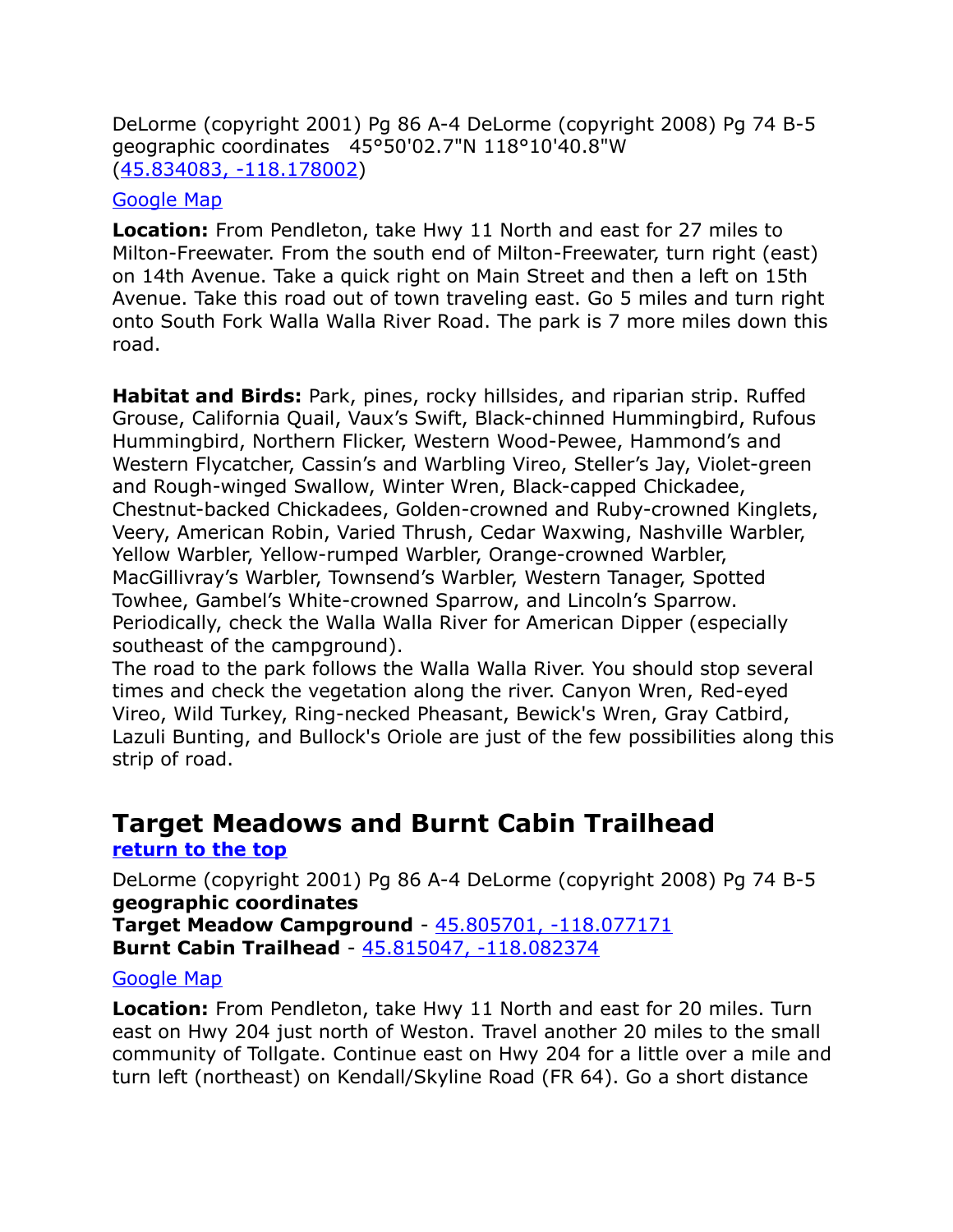DeLorme (copyright 2001) Pg 86 A-4 DeLorme (copyright 2008) Pg 74 B-5
geographic coordinates 45°50'02.7"N 118°10'40.8"W
(45.834083, -118.178002)

Google Map

**Location:** From Pendleton, take Hwy 11 North and east for 27 miles to Milton-Freewater. From the south end of Milton-Freewater, turn right (east) on 14th Avenue. Take a quick right on Main Street and then a left on 15th Avenue. Take this road out of town traveling east. Go 5 miles and turn right onto South Fork Walla Walla River Road. The park is 7 more miles down this road.

**Habitat and Birds:** Park, pines, rocky hillsides, and riparian strip. Ruffed Grouse, California Quail, Vaux's Swift, Black-chinned Hummingbird, Rufous Hummingbird, Northern Flicker, Western Wood-Pewee, Hammond's and Western Flycatcher, Cassin's and Warbling Vireo, Steller's Jay, Violet-green and Rough-winged Swallow, Winter Wren, Black-capped Chickadee, Chestnut-backed Chickadees, Golden-crowned and Ruby-crowned Kinglets, Veery, American Robin, Varied Thrush, Cedar Waxwing, Nashville Warbler, Yellow Warbler, Yellow-rumped Warbler, Orange-crowned Warbler, MacGillivray's Warbler, Townsend's Warbler, Western Tanager, Spotted Towhee, Gambel's White-crowned Sparrow, and Lincoln's Sparrow. Periodically, check the Walla Walla River for American Dipper (especially southeast of the campground).
The road to the park follows the Walla Walla River. You should stop several times and check the vegetation along the river. Canyon Wren, Red-eyed Vireo, Wild Turkey, Ring-necked Pheasant, Bewick's Wren, Gray Catbird, Lazuli Bunting, and Bullock's Oriole are just of the few possibilities along this strip of road.

## Target Meadows and Burnt Cabin Trailhead

**return to the top**

DeLorme (copyright 2001) Pg 86 A-4 DeLorme (copyright 2008) Pg 74 B-5
**geographic coordinates**
**Target Meadow Campground** - 45.805701, -118.077171
**Burnt Cabin Trailhead** - 45.815047, -118.082374

Google Map

**Location:** From Pendleton, take Hwy 11 North and east for 20 miles. Turn east on Hwy 204 just north of Weston. Travel another 20 miles to the small community of Tollgate. Continue east on Hwy 204 for a little over a mile and turn left (northeast) on Kendall/Skyline Road (FR 64). Go a short distance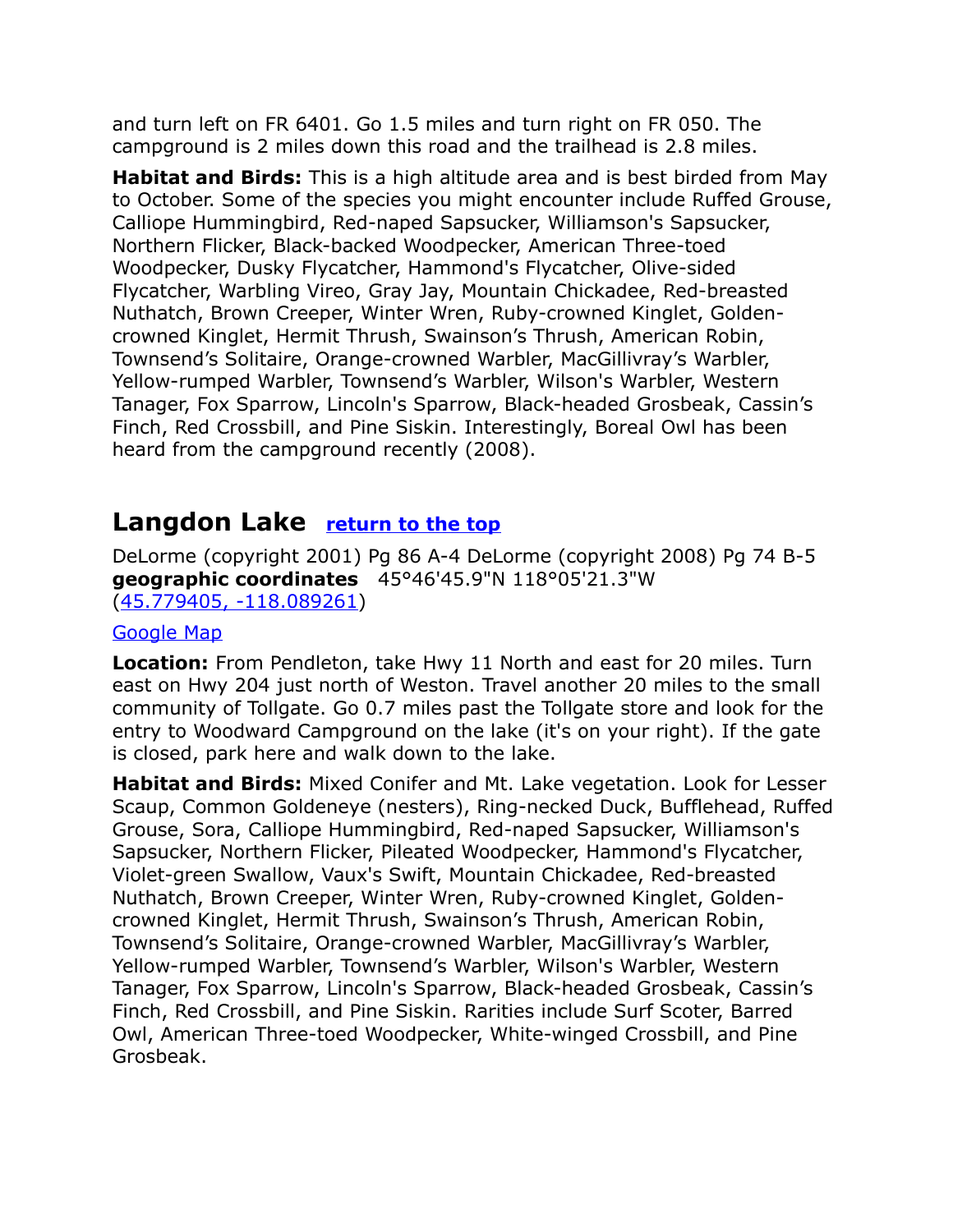and turn left on FR 6401. Go 1.5 miles and turn right on FR 050. The campground is 2 miles down this road and the trailhead is 2.8 miles.

**Habitat and Birds:** This is a high altitude area and is best birded from May to October. Some of the species you might encounter include Ruffed Grouse, Calliope Hummingbird, Red-naped Sapsucker, Williamson's Sapsucker, Northern Flicker, Black-backed Woodpecker, American Three-toed Woodpecker, Dusky Flycatcher, Hammond's Flycatcher, Olive-sided Flycatcher, Warbling Vireo, Gray Jay, Mountain Chickadee, Red-breasted Nuthatch, Brown Creeper, Winter Wren, Ruby-crowned Kinglet, Golden-crowned Kinglet, Hermit Thrush, Swainson's Thrush, American Robin, Townsend's Solitaire, Orange-crowned Warbler, MacGillivray's Warbler, Yellow-rumped Warbler, Townsend's Warbler, Wilson's Warbler, Western Tanager, Fox Sparrow, Lincoln's Sparrow, Black-headed Grosbeak, Cassin's Finch, Red Crossbill, and Pine Siskin. Interestingly, Boreal Owl has been heard from the campground recently (2008).

## Langdon Lake [return to the top]

DeLorme (copyright 2001) Pg 86 A-4 DeLorme (copyright 2008) Pg 74 B-5
**geographic coordinates** 45°46'45.9"N 118°05'21.3"W
(45.779405, -118.089261)

Google Map

**Location:** From Pendleton, take Hwy 11 North and east for 20 miles. Turn east on Hwy 204 just north of Weston. Travel another 20 miles to the small community of Tollgate. Go 0.7 miles past the Tollgate store and look for the entry to Woodward Campground on the lake (it's on your right). If the gate is closed, park here and walk down to the lake.

**Habitat and Birds:** Mixed Conifer and Mt. Lake vegetation. Look for Lesser Scaup, Common Goldeneye (nesters), Ring-necked Duck, Bufflehead, Ruffed Grouse, Sora, Calliope Hummingbird, Red-naped Sapsucker, Williamson's Sapsucker, Northern Flicker, Pileated Woodpecker, Hammond's Flycatcher, Violet-green Swallow, Vaux's Swift, Mountain Chickadee, Red-breasted Nuthatch, Brown Creeper, Winter Wren, Ruby-crowned Kinglet, Golden-crowned Kinglet, Hermit Thrush, Swainson's Thrush, American Robin, Townsend's Solitaire, Orange-crowned Warbler, MacGillivray's Warbler, Yellow-rumped Warbler, Townsend's Warbler, Wilson's Warbler, Western Tanager, Fox Sparrow, Lincoln's Sparrow, Black-headed Grosbeak, Cassin's Finch, Red Crossbill, and Pine Siskin. Rarities include Surf Scoter, Barred Owl, American Three-toed Woodpecker, White-winged Crossbill, and Pine Grosbeak.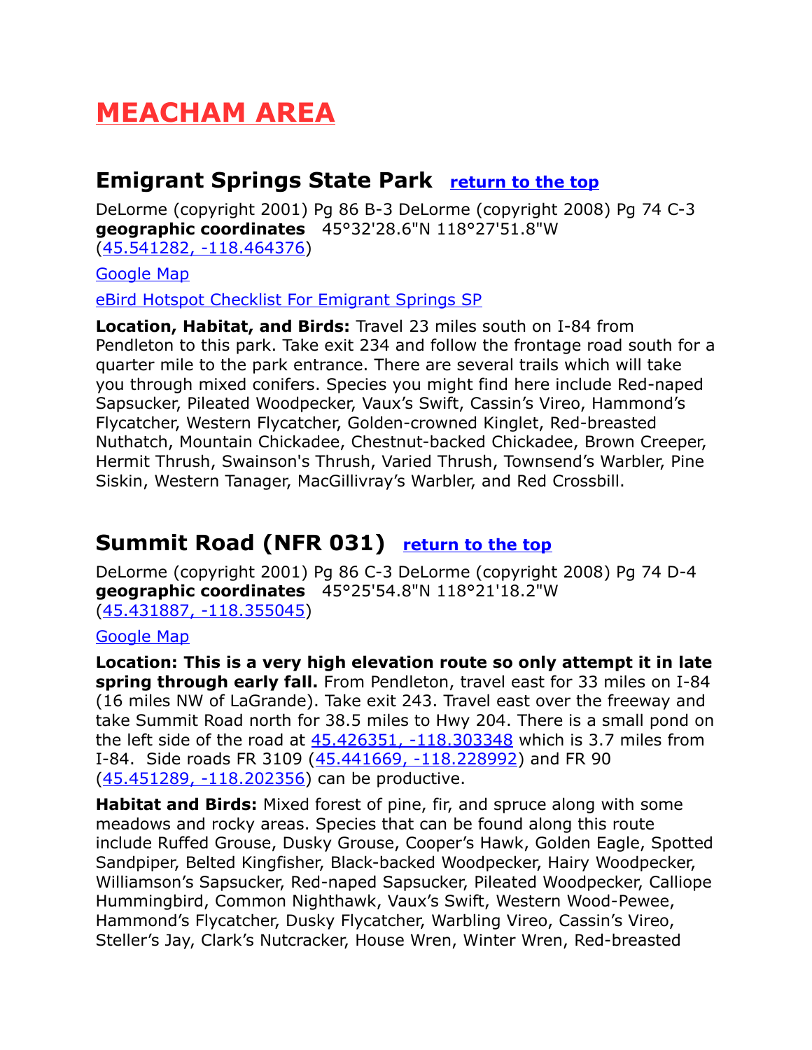# MEACHAM AREA

## Emigrant Springs State Park [return to the top]

DeLorme (copyright 2001) Pg 86 B-3 DeLorme (copyright 2008) Pg 74 C-3
**geographic coordinates** 45°32'28.6"N 118°27'51.8"W
(45.541282, -118.464376)

Google Map

eBird Hotspot Checklist For Emigrant Springs SP

**Location, Habitat, and Birds:** Travel 23 miles south on I-84 from Pendleton to this park. Take exit 234 and follow the frontage road south for a quarter mile to the park entrance. There are several trails which will take you through mixed conifers. Species you might find here include Red-naped Sapsucker, Pileated Woodpecker, Vaux's Swift, Cassin's Vireo, Hammond's Flycatcher, Western Flycatcher, Golden-crowned Kinglet, Red-breasted Nuthatch, Mountain Chickadee, Chestnut-backed Chickadee, Brown Creeper, Hermit Thrush, Swainson's Thrush, Varied Thrush, Townsend's Warbler, Pine Siskin, Western Tanager, MacGillivray's Warbler, and Red Crossbill.

## Summit Road (NFR 031) [return to the top]

DeLorme (copyright 2001) Pg 86 C-3 DeLorme (copyright 2008) Pg 74 D-4
**geographic coordinates** 45°25'54.8"N 118°21'18.2"W
(45.431887, -118.355045)

Google Map

**Location: This is a very high elevation route so only attempt it in late spring through early fall.** From Pendleton, travel east for 33 miles on I-84 (16 miles NW of LaGrande). Take exit 243. Travel east over the freeway and take Summit Road north for 38.5 miles to Hwy 204. There is a small pond on the left side of the road at 45.426351, -118.303348 which is 3.7 miles from I-84. Side roads FR 3109 (45.441669, -118.228992) and FR 90 (45.451289, -118.202356) can be productive.

**Habitat and Birds:** Mixed forest of pine, fir, and spruce along with some meadows and rocky areas. Species that can be found along this route include Ruffed Grouse, Dusky Grouse, Cooper's Hawk, Golden Eagle, Spotted Sandpiper, Belted Kingfisher, Black-backed Woodpecker, Hairy Woodpecker, Williamson's Sapsucker, Red-naped Sapsucker, Pileated Woodpecker, Calliope Hummingbird, Common Nighthawk, Vaux's Swift, Western Wood-Pewee, Hammond's Flycatcher, Dusky Flycatcher, Warbling Vireo, Cassin's Vireo, Steller's Jay, Clark's Nutcracker, House Wren, Winter Wren, Red-breasted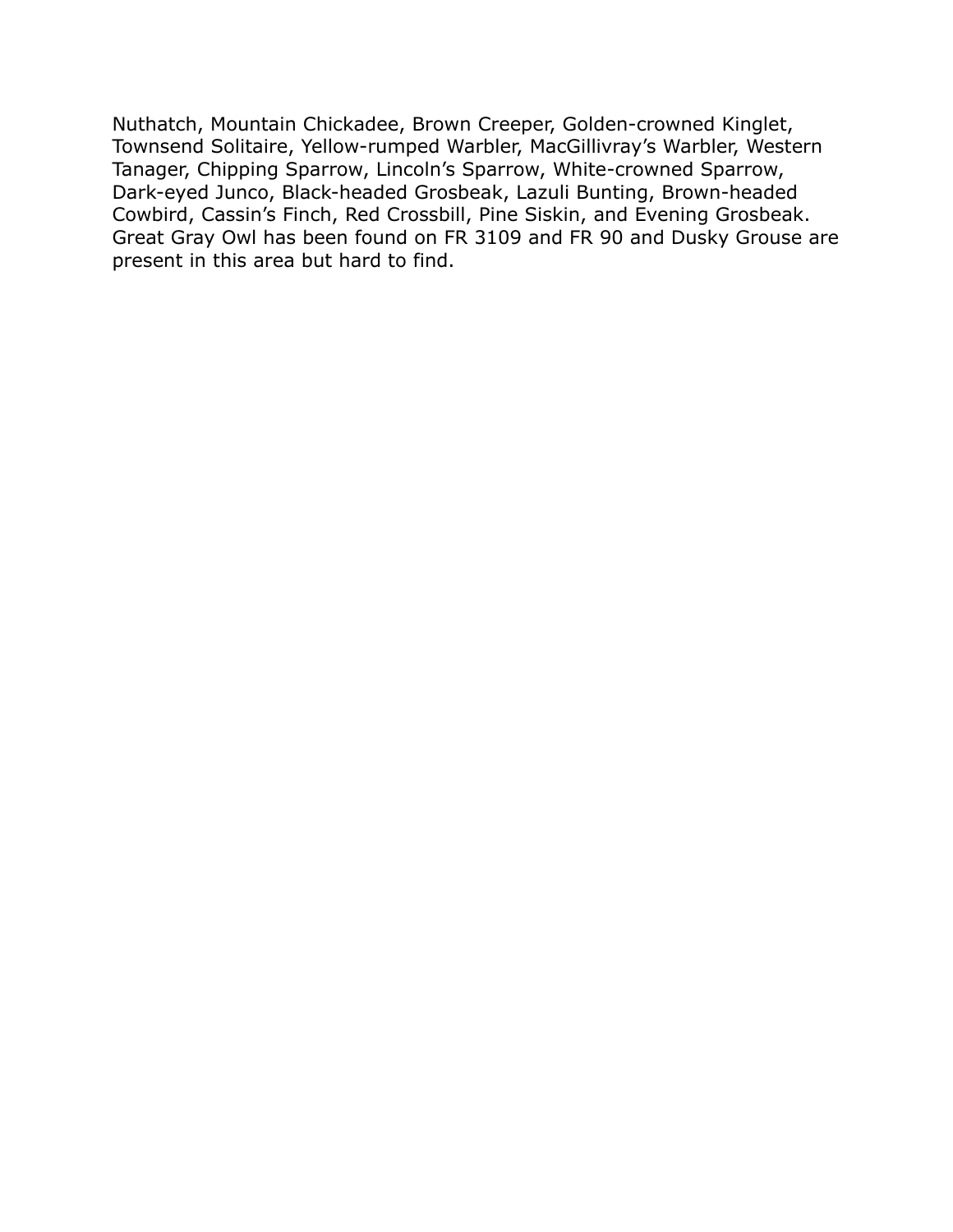Nuthatch, Mountain Chickadee, Brown Creeper, Golden-crowned Kinglet, Townsend Solitaire, Yellow-rumped Warbler, MacGillivray's Warbler, Western Tanager, Chipping Sparrow, Lincoln's Sparrow, White-crowned Sparrow, Dark-eyed Junco, Black-headed Grosbeak, Lazuli Bunting, Brown-headed Cowbird, Cassin's Finch, Red Crossbill, Pine Siskin, and Evening Grosbeak. Great Gray Owl has been found on FR 3109 and FR 90 and Dusky Grouse are present in this area but hard to find.